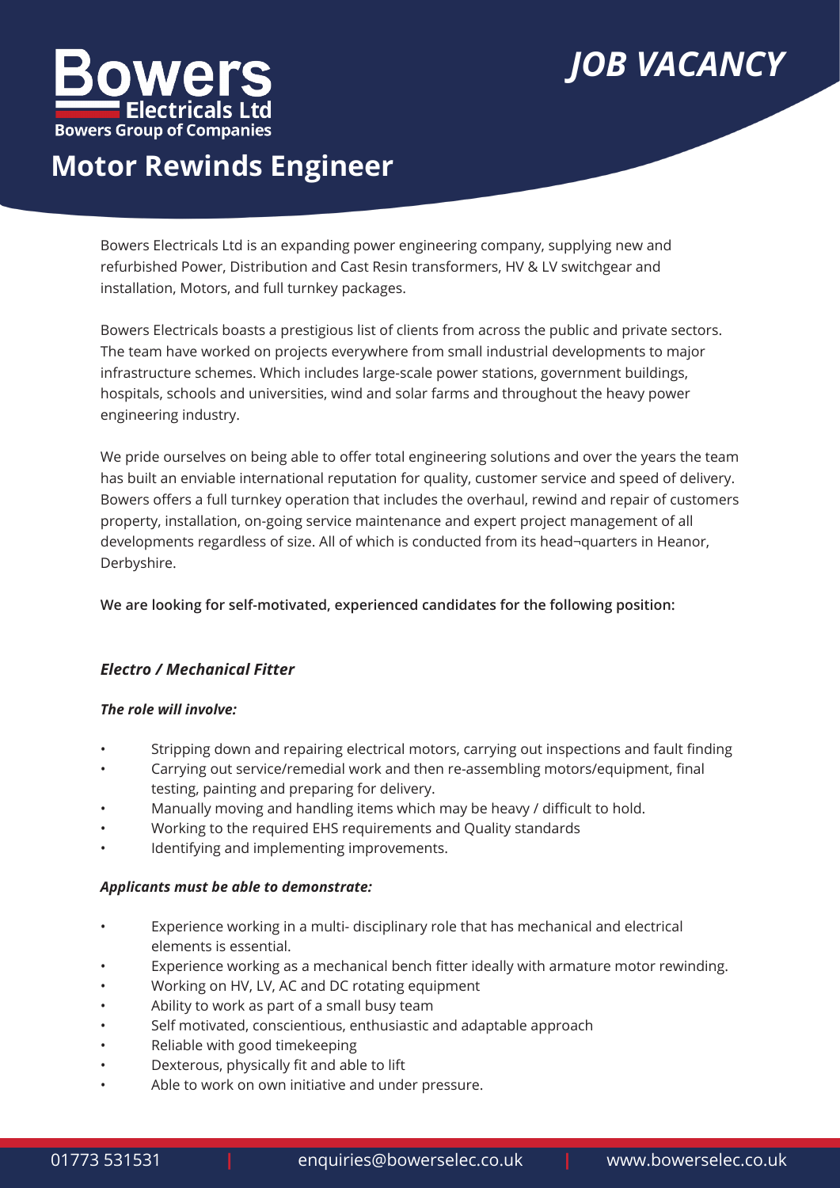# Bowers Electricals Ltd

**Bowers Group of Companies**

## *JOB VACANCY*

# Motor Rewinds Engineer

Bowers Electricals Ltd is an expanding power engineering company, supplying new and refurbished Power, Distribution and Cast Resin transformers, HV & LV switchgear and installation, Motors, and full turnkey packages.

Bowers Electricals boasts a prestigious list of clients from across the public and private sectors. The team have worked on projects everywhere from small industrial developments to major infrastructure schemes. Which includes large-scale power stations, government buildings, hospitals, schools and universities, wind and solar farms and throughout the heavy power engineering industry.

We pride ourselves on being able to offer total engineering solutions and over the years the team has built an enviable international reputation for quality, customer service and speed of delivery. Bowers offers a full turnkey operation that includes the overhaul, rewind and repair of customers property, installation, on-going service maintenance and expert project management of all developments regardless of size. All of which is conducted from its head¬quarters in Heanor, Derbyshire.

**We are looking for self-motivated, experienced candidates for the following position:**

### *Electro / Mechanical Fitter*

***The role will involve:***

- Stripping down and repairing electrical motors, carrying out inspections and fault finding
- Carrying out service/remedial work and then re-assembling motors/equipment, final testing, painting and preparing for delivery.
- Manually moving and handling items which may be heavy / difficult to hold.
- Working to the required EHS requirements and Quality standards
- Identifying and implementing improvements.

***Applicants must be able to demonstrate:***

- Experience working in a multi- disciplinary role that has mechanical and electrical elements is essential.
- Experience working as a mechanical bench fitter ideally with armature motor rewinding.
- Working on HV, LV, AC and DC rotating equipment
- Ability to work as part of a small busy team
- Self motivated, conscientious, enthusiastic and adaptable approach
- Reliable with good timekeeping
- Dexterous, physically fit and able to lift
- Able to work on own initiative and under pressure.

01773 531531 | enquiries@bowerselec.co.uk | www.bowerselec.co.uk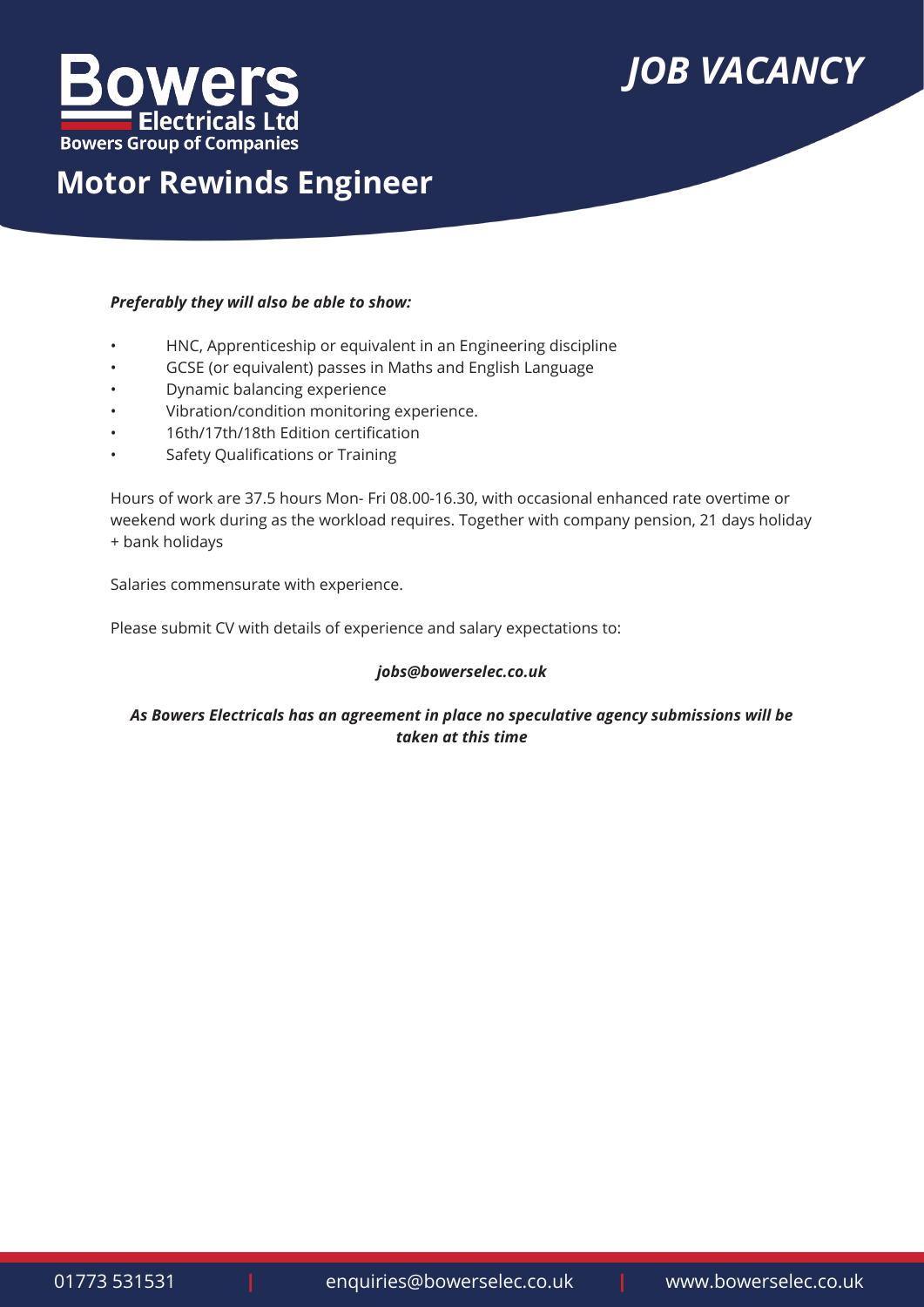# Bowers Electricals Ltd

Bowers Group of Companies

# JOB VACANCY

## Motor Rewinds Engineer

***Preferably they will also be able to show:***

- HNC, Apprenticeship or equivalent in an Engineering discipline
- GCSE (or equivalent) passes in Maths and English Language
- Dynamic balancing experience
- Vibration/condition monitoring experience.
- 16th/17th/18th Edition certification
- Safety Qualifications or Training

Hours of work are 37.5 hours Mon- Fri 08.00-16.30, with occasional enhanced rate overtime or weekend work during as the workload requires. Together with company pension, 21 days holiday + bank holidays

Salaries commensurate with experience.

Please submit CV with details of experience and salary expectations to:

***jobs@bowerselec.co.uk***

***As Bowers Electricals has an agreement in place no speculative agency submissions will be taken at this time***

01773 531531 | enquiries@bowerselec.co.uk | www.bowerselec.co.uk